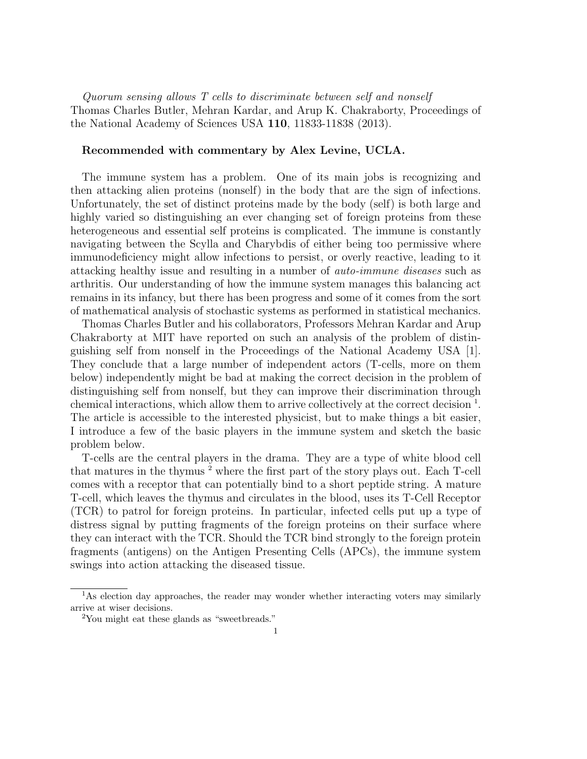*Quorum sensing allows T cells to discriminate between self and nonself*
Thomas Charles Butler, Mehran Kardar, and Arup K. Chakraborty, Proceedings of the National Academy of Sciences USA **110**, 11833-11838 (2013).

**Recommended with commentary by Alex Levine, UCLA.**

The immune system has a problem. One of its main jobs is recognizing and then attacking alien proteins (nonself) in the body that are the sign of infections. Unfortunately, the set of distinct proteins made by the body (self) is both large and highly varied so distinguishing an ever changing set of foreign proteins from these heterogeneous and essential self proteins is complicated. The immune is constantly navigating between the Scylla and Charybdis of either being too permissive where immunodeficiency might allow infections to persist, or overly reactive, leading to it attacking healthy issue and resulting in a number of *auto-immune diseases* such as arthritis. Our understanding of how the immune system manages this balancing act remains in its infancy, but there has been progress and some of it comes from the sort of mathematical analysis of stochastic systems as performed in statistical mechanics.

Thomas Charles Butler and his collaborators, Professors Mehran Kardar and Arup Chakraborty at MIT have reported on such an analysis of the problem of distinguishing self from nonself in the Proceedings of the National Academy USA [1]. They conclude that a large number of independent actors (T-cells, more on them below) independently might be bad at making the correct decision in the problem of distinguishing self from nonself, but they can improve their discrimination through chemical interactions, which allow them to arrive collectively at the correct decision [1]. The article is accessible to the interested physicist, but to make things a bit easier, I introduce a few of the basic players in the immune system and sketch the basic problem below.

T-cells are the central players in the drama. They are a type of white blood cell that matures in the thymus [2] where the first part of the story plays out. Each T-cell comes with a receptor that can potentially bind to a short peptide string. A mature T-cell, which leaves the thymus and circulates in the blood, uses its T-Cell Receptor (TCR) to patrol for foreign proteins. In particular, infected cells put up a type of distress signal by putting fragments of the foreign proteins on their surface where they can interact with the TCR. Should the TCR bind strongly to the foreign protein fragments (antigens) on the Antigen Presenting Cells (APCs), the immune system swings into action attacking the diseased tissue.

[1] As election day approaches, the reader may wonder whether interacting voters may similarly arrive at wiser decisions.

[2] You might eat these glands as "sweetbreads."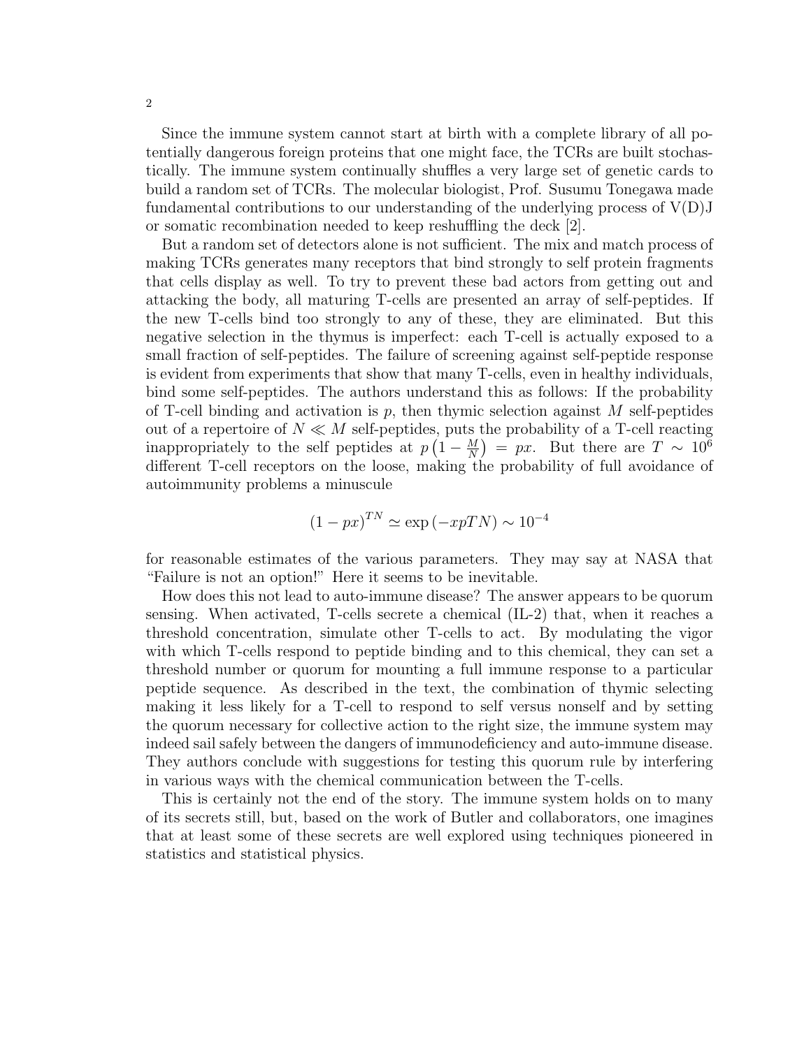Since the immune system cannot start at birth with a complete library of all potentially dangerous foreign proteins that one might face, the TCRs are built stochastically. The immune system continually shuffles a very large set of genetic cards to build a random set of TCRs. The molecular biologist, Prof. Susumu Tonegawa made fundamental contributions to our understanding of the underlying process of V(D)J or somatic recombination needed to keep reshuffling the deck [2].

But a random set of detectors alone is not sufficient. The mix and match process of making TCRs generates many receptors that bind strongly to self protein fragments that cells display as well. To try to prevent these bad actors from getting out and attacking the body, all maturing T-cells are presented an array of self-peptides. If the new T-cells bind too strongly to any of these, they are eliminated. But this negative selection in the thymus is imperfect: each T-cell is actually exposed to a small fraction of self-peptides. The failure of screening against self-peptide response is evident from experiments that show that many T-cells, even in healthy individuals, bind some self-peptides. The authors understand this as follows: If the probability of T-cell binding and activation is $p$, then thymic selection against $M$ self-peptides out of a repertoire of $N \ll M$ self-peptides, puts the probability of a T-cell reacting inappropriately to the self peptides at $p\left(1 - \frac{M}{N}\right) = px$. But there are $T \sim 10^6$ different T-cell receptors on the loose, making the probability of full avoidance of autoimmunity problems a minuscule

$$(1 - px)^{TN} \simeq \exp\left(-xpTN\right) \sim 10^{-4}$$

for reasonable estimates of the various parameters. They may say at NASA that "Failure is not an option!" Here it seems to be inevitable.

How does this not lead to auto-immune disease? The answer appears to be quorum sensing. When activated, T-cells secrete a chemical (IL-2) that, when it reaches a threshold concentration, simulate other T-cells to act. By modulating the vigor with which T-cells respond to peptide binding and to this chemical, they can set a threshold number or quorum for mounting a full immune response to a particular peptide sequence. As described in the text, the combination of thymic selecting making it less likely for a T-cell to respond to self versus nonself and by setting the quorum necessary for collective action to the right size, the immune system may indeed sail safely between the dangers of immunodeficiency and auto-immune disease. They authors conclude with suggestions for testing this quorum rule by interfering in various ways with the chemical communication between the T-cells.

This is certainly not the end of the story. The immune system holds on to many of its secrets still, but, based on the work of Butler and collaborators, one imagines that at least some of these secrets are well explored using techniques pioneered in statistics and statistical physics.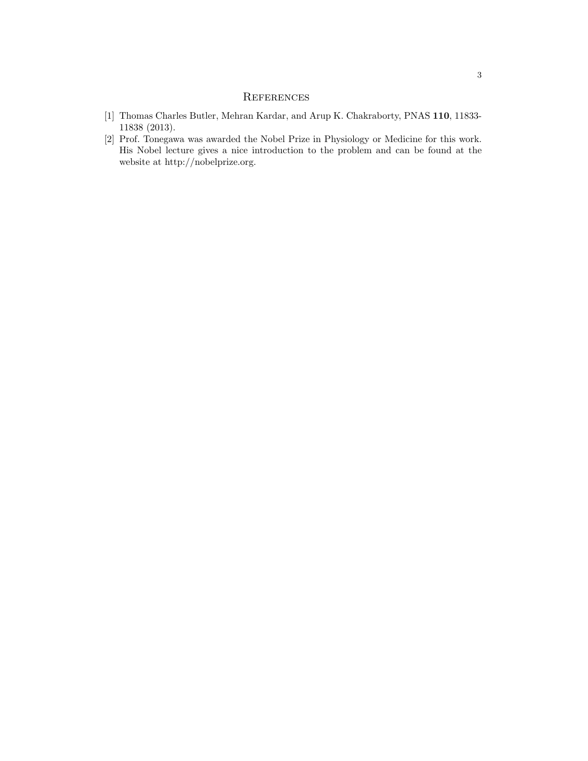## References

[1] Thomas Charles Butler, Mehran Kardar, and Arup K. Chakraborty, PNAS **110**, 11833-11838 (2013).

[2] Prof. Tonegawa was awarded the Nobel Prize in Physiology or Medicine for this work. His Nobel lecture gives a nice introduction to the problem and can be found at the website at http://nobelprize.org.